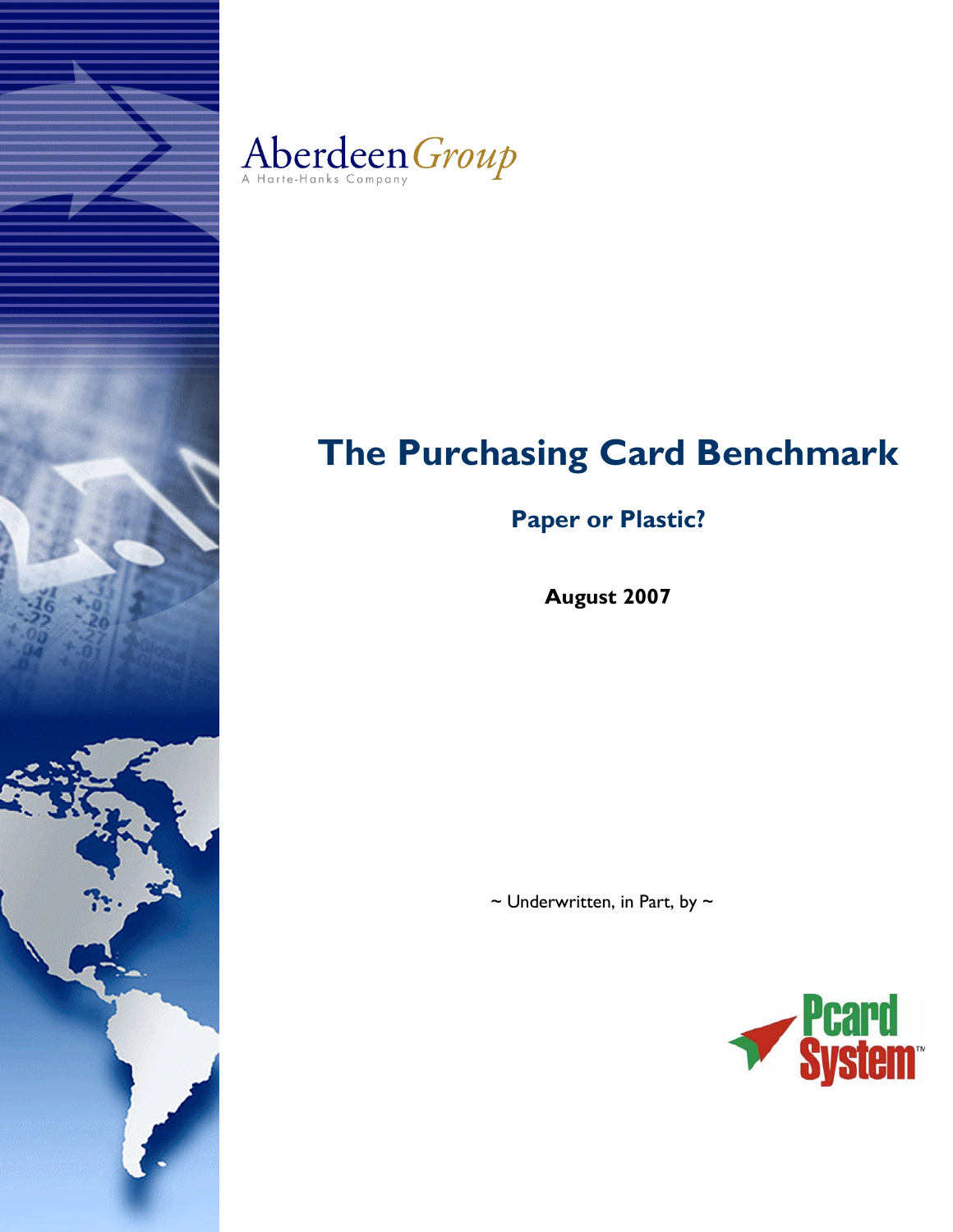AberdeenGroup
A Harte-Hanks Company

# The Purchasing Card Benchmark

## Paper or Plastic?

**August 2007**

~ Underwritten, in Part, by ~

Pcard System™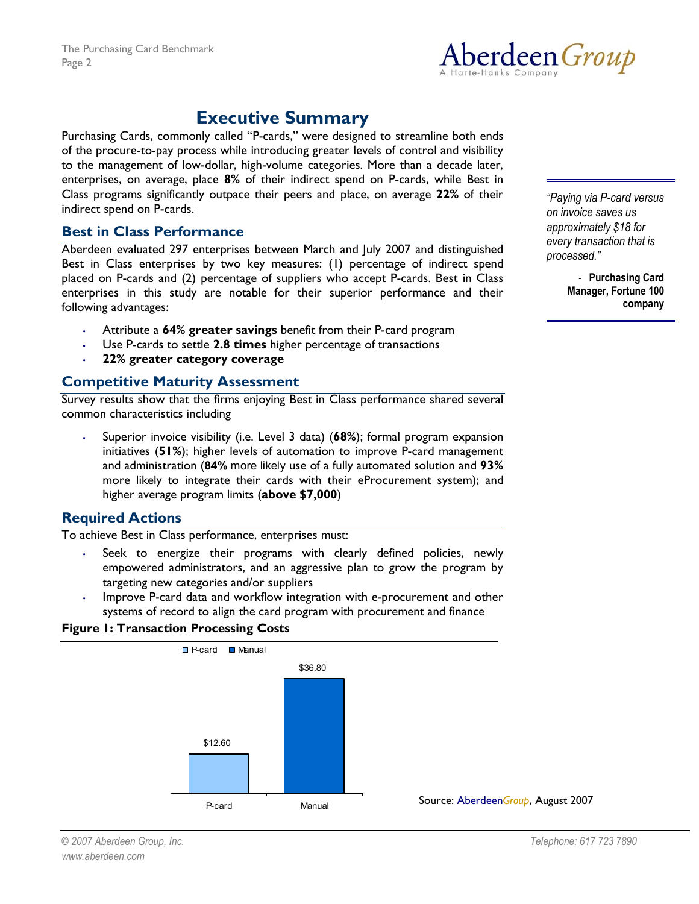# Executive Summary

Purchasing Cards, commonly called "P-cards," were designed to streamline both ends of the procure-to-pay process while introducing greater levels of control and visibility to the management of low-dollar, high-volume categories. More than a decade later, enterprises, on average, place **8%** of their indirect spend on P-cards, while Best in Class programs significantly outpace their peers and place, on average **22%** of their indirect spend on P-cards.

> *"Paying via P-card versus on invoice saves us approximately $18 for every transaction that is processed."*
>
> \- **Purchasing Card Manager, Fortune 100 company**

## Best in Class Performance

Aberdeen evaluated 297 enterprises between March and July 2007 and distinguished Best in Class enterprises by two key measures: (1) percentage of indirect spend placed on P-cards and (2) percentage of suppliers who accept P-cards. Best in Class enterprises in this study are notable for their superior performance and their following advantages:

- Attribute a **64% greater savings** benefit from their P-card program
- Use P-cards to settle **2.8 times** higher percentage of transactions
- **22% greater category coverage**

## Competitive Maturity Assessment

Survey results show that the firms enjoying Best in Class performance shared several common characteristics including

- Superior invoice visibility (i.e. Level 3 data) (**68%**); formal program expansion initiatives (**51%**); higher levels of automation to improve P-card management and administration (**84%** more likely use of a fully automated solution and **93%** more likely to integrate their cards with their eProcurement system); and higher average program limits (**above $7,000**)

## Required Actions

To achieve Best in Class performance, enterprises must:

- Seek to energize their programs with clearly defined policies, newly empowered administrators, and an aggressive plan to grow the program by targeting new categories and/or suppliers
- Improve P-card data and workflow integration with e-procurement and other systems of record to align the card program with procurement and finance

**Figure 1: Transaction Processing Costs**

| | P-card | Manual |
|---|---|---|
| Transaction Processing Cost | $12.60 | $36.80 |

Source: AberdeenGroup, August 2007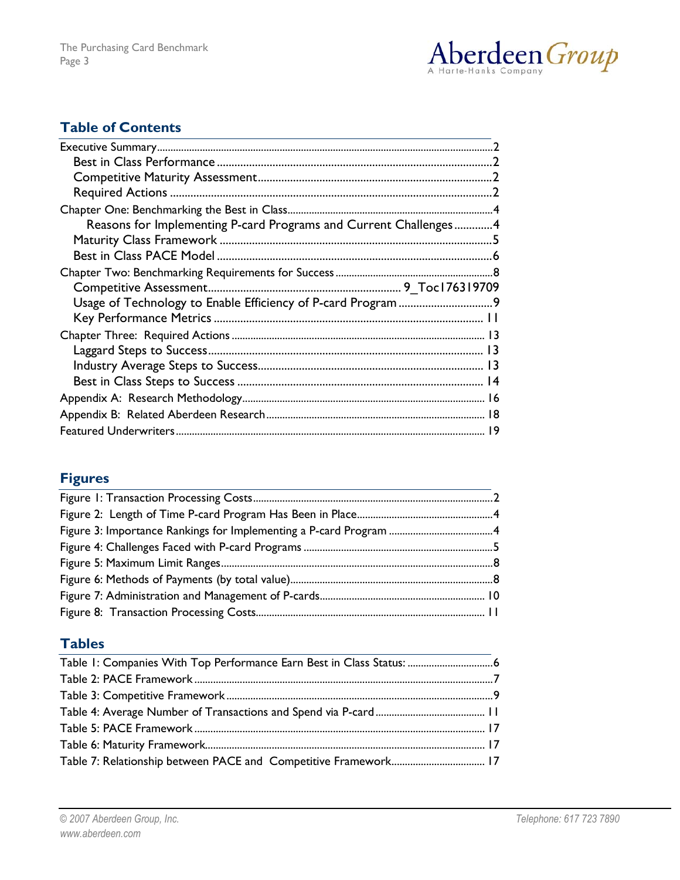## Table of Contents

Executive Summary....................2
- Best in Class Performance....................2
- Competitive Maturity Assessment....................2
- Required Actions....................2

Chapter One: Benchmarking the Best in Class....................4
- Reasons for Implementing P-card Programs and Current Challenges....................4
- Maturity Class Framework....................5
- Best in Class PACE Model....................6

Chapter Two: Benchmarking Requirements for Success....................8
- Competitive Assessment.................... 9_Toc176319709
- Usage of Technology to Enable Efficiency of P-card Program....................9
- Key Performance Metrics....................11

Chapter Three: Required Actions....................13
- Laggard Steps to Success....................13
- Industry Average Steps to Success....................13
- Best in Class Steps to Success....................14

Appendix A: Research Methodology....................16

Appendix B: Related Aberdeen Research....................18

Featured Underwriters....................19

## Figures

Figure 1: Transaction Processing Costs....................2
Figure 2: Length of Time P-card Program Has Been in Place....................4
Figure 3: Importance Rankings for Implementing a P-card Program....................4
Figure 4: Challenges Faced with P-card Programs....................5
Figure 5: Maximum Limit Ranges....................8
Figure 6: Methods of Payments (by total value)....................8
Figure 7: Administration and Management of P-cards....................10
Figure 8: Transaction Processing Costs....................11

## Tables

Table 1: Companies With Top Performance Earn Best in Class Status:....................6
Table 2: PACE Framework....................7
Table 3: Competitive Framework....................9
Table 4: Average Number of Transactions and Spend via P-card....................11
Table 5: PACE Framework....................17
Table 6: Maturity Framework....................17
Table 7: Relationship between PACE and Competitive Framework....................17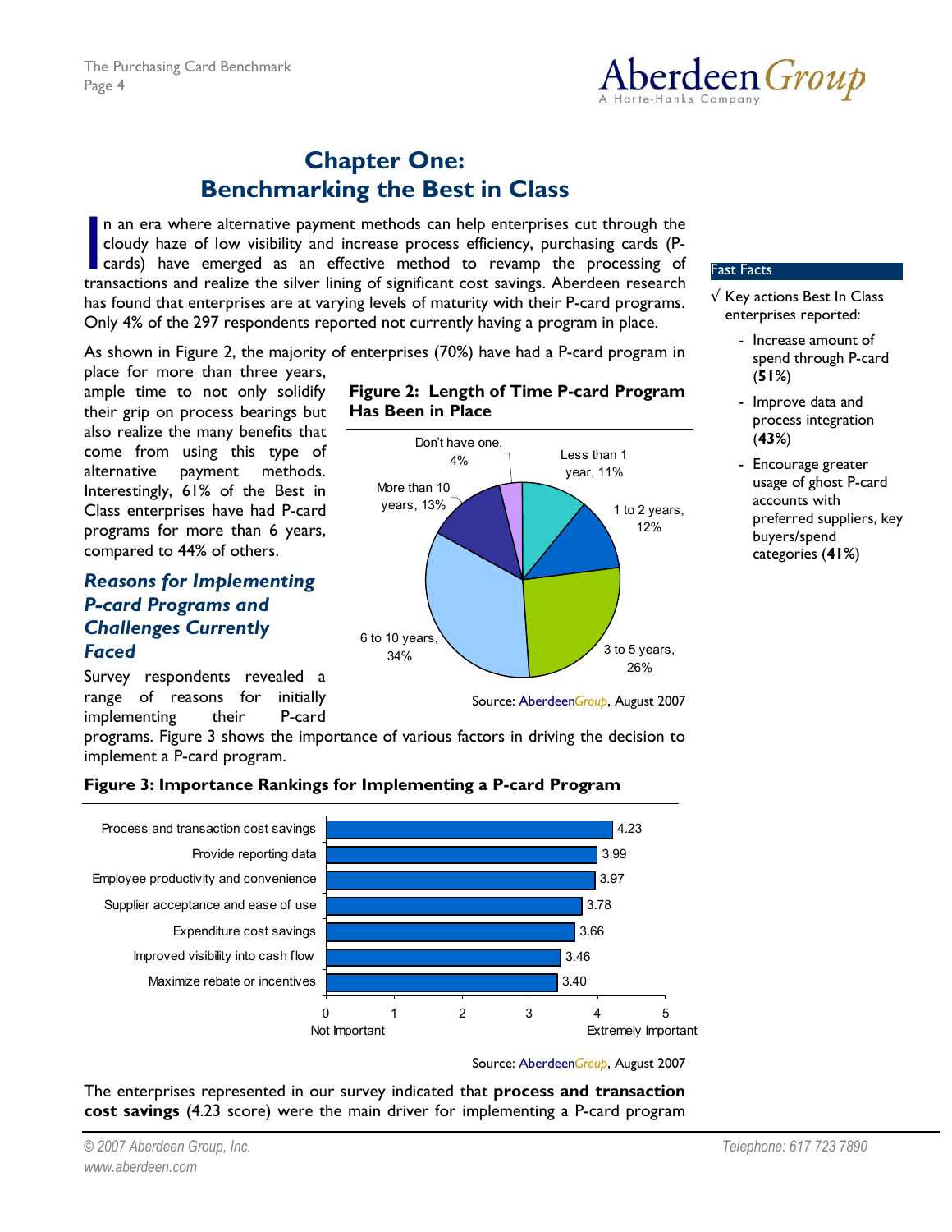# Chapter One: Benchmarking the Best in Class

In an era where alternative payment methods can help enterprises cut through the cloudy haze of low visibility and increase process efficiency, purchasing cards (P-cards) have emerged as an effective method to revamp the processing of transactions and realize the silver lining of significant cost savings. Aberdeen research has found that enterprises are at varying levels of maturity with their P-card programs. Only 4% of the 297 respondents reported not currently having a program in place.

As shown in Figure 2, the majority of enterprises (70%) have had a P-card program in place for more than three years, ample time to not only solidify their grip on process bearings but also realize the many benefits that come from using this type of alternative payment methods. Interestingly, 61% of the Best in Class enterprises have had P-card programs for more than 6 years, compared to 44% of others.

**Figure 2: Length of Time P-card Program Has Been in Place**

| Length of time | Percentage |
|---|---|
| Less than 1 year | 11% |
| 1 to 2 years | 12% |
| 3 to 5 years | 26% |
| 6 to 10 years | 34% |
| More than 10 years | 13% |
| Don't have one | 4% |

Source: AberdeenGroup, August 2007

## Reasons for Implementing P-card Programs and Challenges Currently Faced

Survey respondents revealed a range of reasons for initially implementing their P-card programs. Figure 3 shows the importance of various factors in driving the decision to implement a P-card program.

**Figure 3: Importance Rankings for Implementing a P-card Program**

| Factor | Score (0 = Not Important, 5 = Extremely Important) |
|---|---|
| Process and transaction cost savings | 4.23 |
| Provide reporting data | 3.99 |
| Employee productivity and convenience | 3.97 |
| Supplier acceptance and ease of use | 3.78 |
| Expenditure cost savings | 3.66 |
| Improved visibility into cash flow | 3.46 |
| Maximize rebate or incentives | 3.40 |

Source: AberdeenGroup, August 2007

The enterprises represented in our survey indicated that **process and transaction cost savings** (4.23 score) were the main driver for implementing a P-card program

---

**Fast Facts**

√ Key actions Best In Class enterprises reported:

- Increase amount of spend through P-card (**51%**)
- Improve data and process integration (**43%**)
- Encourage greater usage of ghost P-card accounts with preferred suppliers, key buyers/spend categories (**41%**)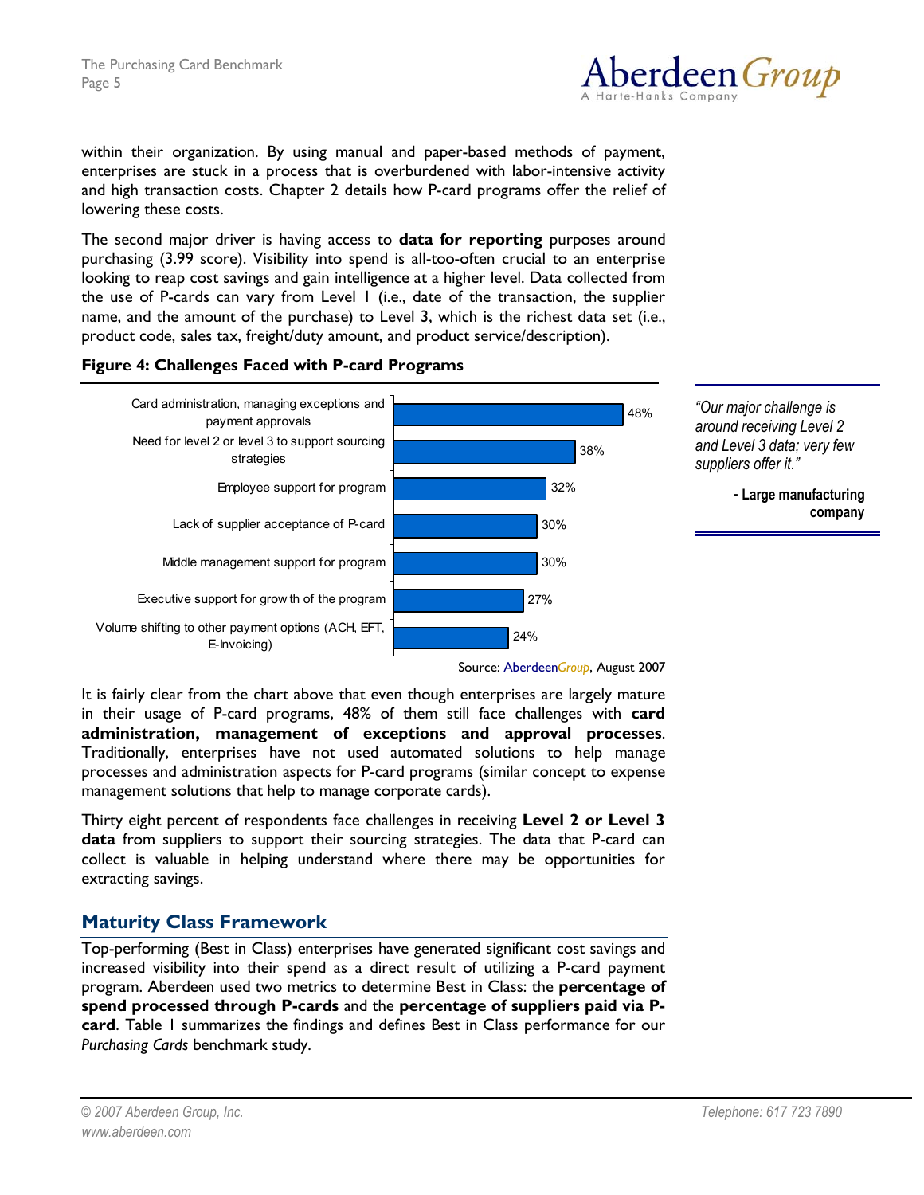within their organization. By using manual and paper-based methods of payment, enterprises are stuck in a process that is overburdened with labor-intensive activity and high transaction costs. Chapter 2 details how P-card programs offer the relief of lowering these costs.

The second major driver is having access to **data for reporting** purposes around purchasing (3.99 score). Visibility into spend is all-too-often crucial to an enterprise looking to reap cost savings and gain intelligence at a higher level. Data collected from the use of P-cards can vary from Level 1 (i.e., date of the transaction, the supplier name, and the amount of the purchase) to Level 3, which is the richest data set (i.e., product code, sales tax, freight/duty amount, and product service/description).

**Figure 4: Challenges Faced with P-card Programs**

| Challenge | Percentage |
|---|---|
| Card administration, managing exceptions and payment approvals | 48% |
| Need for level 2 or level 3 to support sourcing strategies | 38% |
| Employee support for program | 32% |
| Lack of supplier acceptance of P-card | 30% |
| Middle management support for program | 30% |
| Executive support for growth of the program | 27% |
| Volume shifting to other payment options (ACH, EFT, E-Invoicing) | 24% |

Source: AberdeenGroup, August 2007

> *"Our major challenge is around receiving Level 2 and Level 3 data; very few suppliers offer it."*
>
> **- Large manufacturing company**

It is fairly clear from the chart above that even though enterprises are largely mature in their usage of P-card programs, 48% of them still face challenges with **card administration, management of exceptions and approval processes**. Traditionally, enterprises have not used automated solutions to help manage processes and administration aspects for P-card programs (similar concept to expense management solutions that help to manage corporate cards).

Thirty eight percent of respondents face challenges in receiving **Level 2 or Level 3 data** from suppliers to support their sourcing strategies. The data that P-card can collect is valuable in helping understand where there may be opportunities for extracting savings.

## Maturity Class Framework

Top-performing (Best in Class) enterprises have generated significant cost savings and increased visibility into their spend as a direct result of utilizing a P-card payment program. Aberdeen used two metrics to determine Best in Class: the **percentage of spend processed through P-cards** and the **percentage of suppliers paid via P-card**. Table 1 summarizes the findings and defines Best in Class performance for our *Purchasing Cards* benchmark study.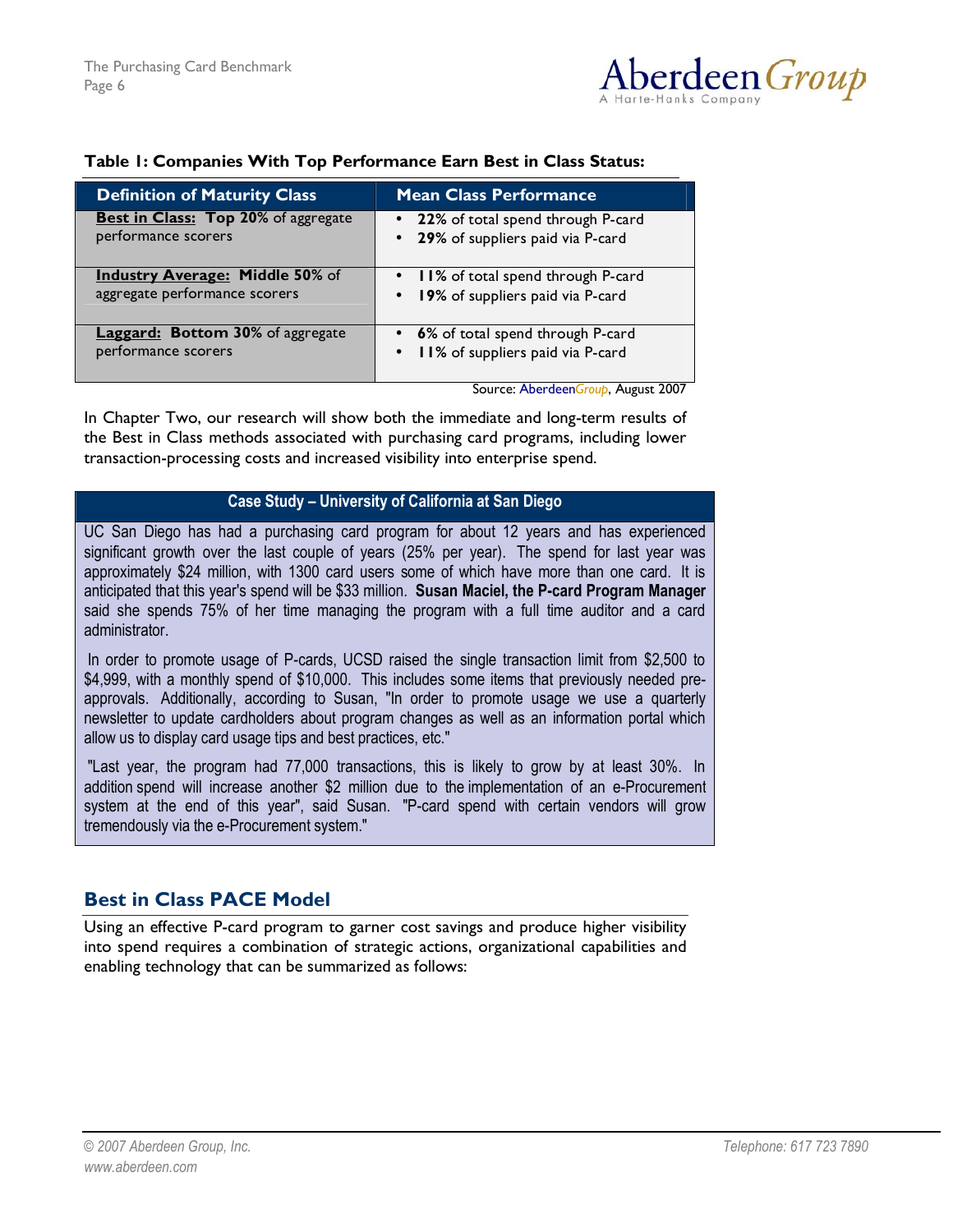**Table 1: Companies With Top Performance Earn Best in Class Status:**

| Definition of Maturity Class | Mean Class Performance |
|---|---|
| **Best in Class: Top 20%** of aggregate performance scorers | • **22%** of total spend through P-card<br>• **29%** of suppliers paid via P-card |
| **Industry Average: Middle 50%** of aggregate performance scorers | • **11%** of total spend through P-card<br>• **19%** of suppliers paid via P-card |
| **Laggard: Bottom 30%** of aggregate performance scorers | • **6%** of total spend through P-card<br>• **11%** of suppliers paid via P-card |

Source: AberdeenGroup, August 2007

In Chapter Two, our research will show both the immediate and long-term results of the Best in Class methods associated with purchasing card programs, including lower transaction-processing costs and increased visibility into enterprise spend.

**Case Study – University of California at San Diego**

UC San Diego has had a purchasing card program for about 12 years and has experienced significant growth over the last couple of years (25% per year). The spend for last year was approximately $24 million, with 1300 card users some of which have more than one card. It is anticipated that this year's spend will be $33 million. **Susan Maciel, the P-card Program Manager** said she spends 75% of her time managing the program with a full time auditor and a card administrator.

In order to promote usage of P-cards, UCSD raised the single transaction limit from $2,500 to $4,999, with a monthly spend of $10,000. This includes some items that previously needed pre-approvals. Additionally, according to Susan, "In order to promote usage we use a quarterly newsletter to update cardholders about program changes as well as an information portal which allow us to display card usage tips and best practices, etc."

"Last year, the program had 77,000 transactions, this is likely to grow by at least 30%. In addition spend will increase another $2 million due to the implementation of an e-Procurement system at the end of this year", said Susan. "P-card spend with certain vendors will grow tremendously via the e-Procurement system."

## Best in Class PACE Model

Using an effective P-card program to garner cost savings and produce higher visibility into spend requires a combination of strategic actions, organizational capabilities and enabling technology that can be summarized as follows: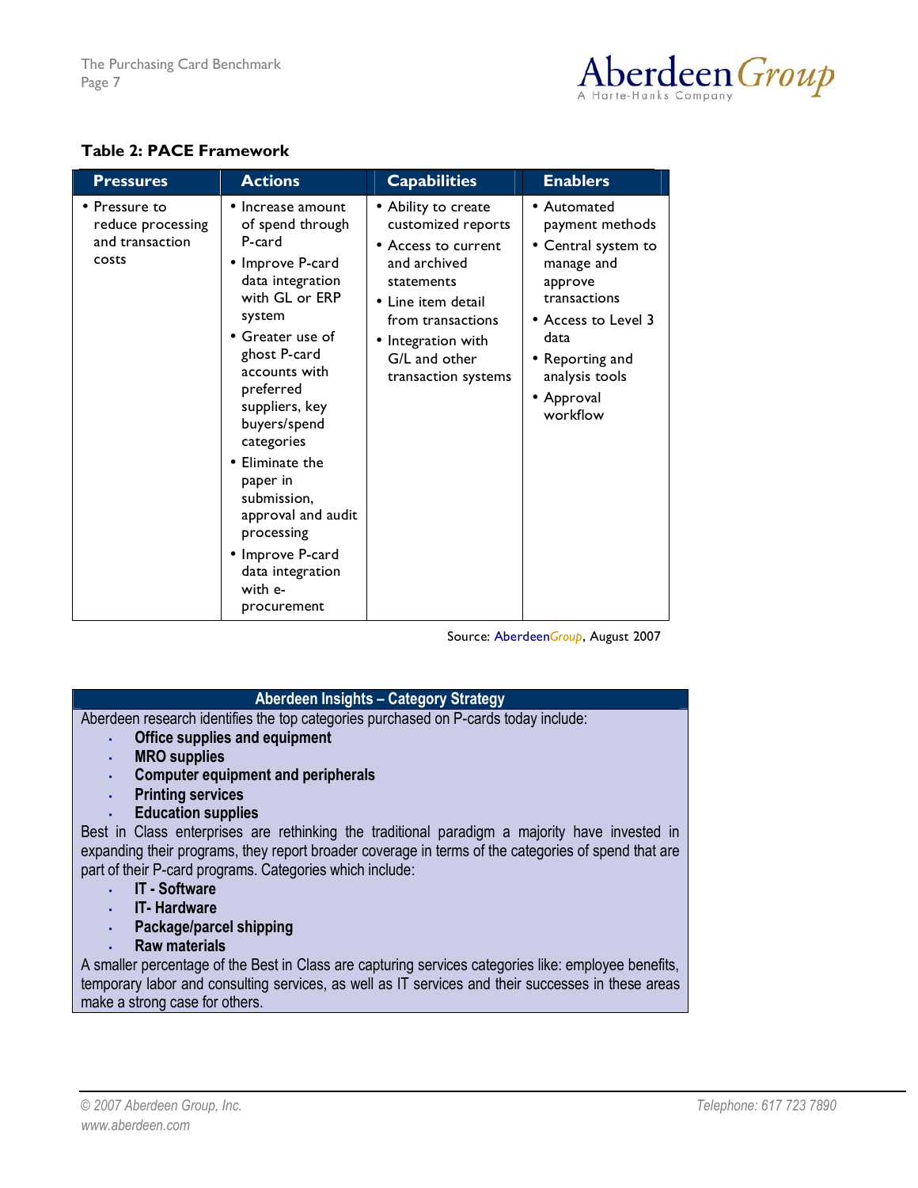**Table 2: PACE Framework**

| Pressures | Actions | Capabilities | Enablers |
| --- | --- | --- | --- |
| • Pressure to reduce processing and transaction costs | • Increase amount of spend through P-card<br>• Improve P-card data integration with GL or ERP system<br>• Greater use of ghost P-card accounts with preferred suppliers, key buyers/spend categories<br>• Eliminate the paper in submission, approval and audit processing<br>• Improve P-card data integration with e-procurement | • Ability to create customized reports<br>• Access to current and archived statements<br>• Line item detail from transactions<br>• Integration with G/L and other transaction systems | • Automated payment methods<br>• Central system to manage and approve transactions<br>• Access to Level 3 data<br>• Reporting and analysis tools<br>• Approval workflow |

Source: AberdeenGroup, August 2007

**Aberdeen Insights – Category Strategy**

Aberdeen research identifies the top categories purchased on P-cards today include:

- **Office supplies and equipment**
- **MRO supplies**
- **Computer equipment and peripherals**
- **Printing services**
- **Education supplies**

Best in Class enterprises are rethinking the traditional paradigm a majority have invested in expanding their programs, they report broader coverage in terms of the categories of spend that are part of their P-card programs. Categories which include:

- **IT - Software**
- **IT- Hardware**
- **Package/parcel shipping**
- **Raw materials**

A smaller percentage of the Best in Class are capturing services categories like: employee benefits, temporary labor and consulting services, as well as IT services and their successes in these areas make a strong case for others.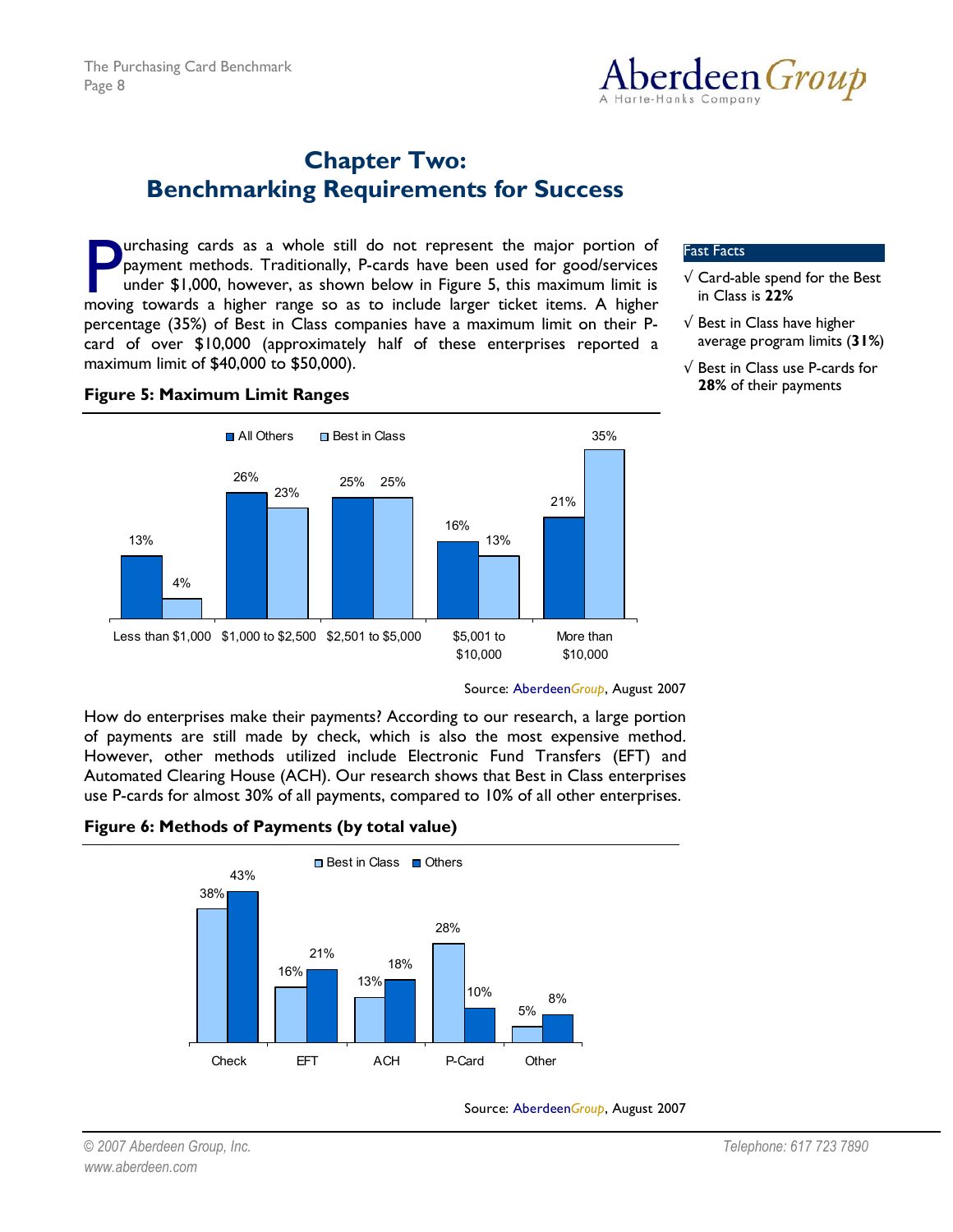# Chapter Two: Benchmarking Requirements for Success

Purchasing cards as a whole still do not represent the major portion of payment methods. Traditionally, P-cards have been used for good/services under $1,000, however, as shown below in Figure 5, this maximum limit is moving towards a higher range so as to include larger ticket items. A higher percentage (35%) of Best in Class companies have a maximum limit on their P-card of over $10,000 (approximately half of these enterprises reported a maximum limit of $40,000 to $50,000).

**Fast Facts**

- √ Card-able spend for the Best in Class is **22%**
- √ Best in Class have higher average program limits (**31%**)
- √ Best in Class use P-cards for **28%** of their payments

**Figure 5: Maximum Limit Ranges**

| | All Others | Best in Class |
|---|---|---|
| Less than $1,000 | 13% | 4% |
| $1,000 to $2,500 | 26% | 23% |
| $2,501 to $5,000 | 25% | 25% |
| $5,001 to $10,000 | 16% | 13% |
| More than $10,000 | 21% | 35% |

Source: AberdeenGroup, August 2007

How do enterprises make their payments? According to our research, a large portion of payments are still made by check, which is also the most expensive method. However, other methods utilized include Electronic Fund Transfers (EFT) and Automated Clearing House (ACH). Our research shows that Best in Class enterprises use P-cards for almost 30% of all payments, compared to 10% of all other enterprises.

**Figure 6: Methods of Payments (by total value)**

| | Best in Class | Others |
|---|---|---|
| Check | 38% | 43% |
| EFT | 16% | 21% |
| ACH | 13% | 18% |
| P-Card | 28% | 10% |
| Other | 5% | 8% |

Source: AberdeenGroup, August 2007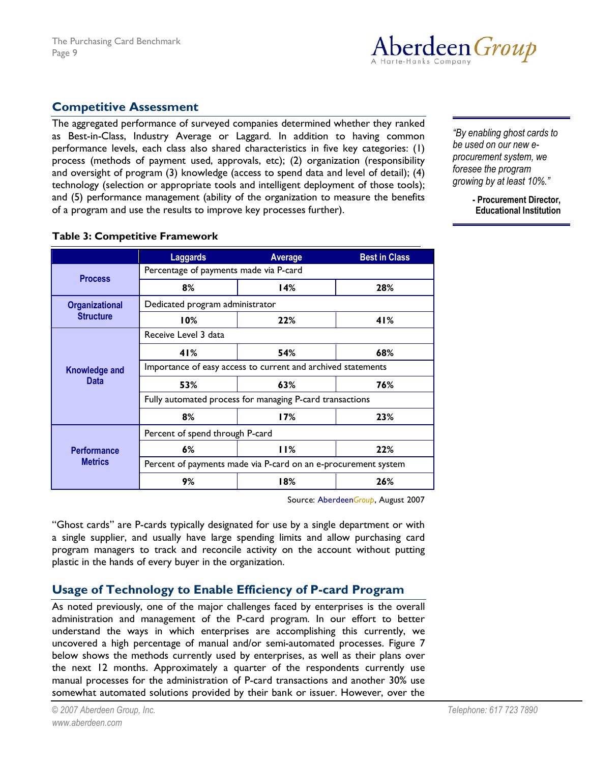## Competitive Assessment

The aggregated performance of surveyed companies determined whether they ranked as Best-in-Class, Industry Average or Laggard. In addition to having common performance levels, each class also shared characteristics in five key categories: (1) process (methods of payment used, approvals, etc); (2) organization (responsibility and oversight of program (3) knowledge (access to spend data and level of detail); (4) technology (selection or appropriate tools and intelligent deployment of those tools); and (5) performance management (ability of the organization to measure the benefits of a program and use the results to improve key processes further).

> *"By enabling ghost cards to be used on our new e-procurement system, we foresee the program growing by at least 10%."*
>
> **- Procurement Director, Educational Institution**

**Table 3: Competitive Framework**

| | Laggards | Average | Best in Class |
|---|---|---|---|
| **Process** | Percentage of payments made via P-card | | |
| | 8% | 14% | 28% |
| **Organizational Structure** | Dedicated program administrator | | |
| | 10% | 22% | 41% |
| **Knowledge and Data** | Receive Level 3 data | | |
| | 41% | 54% | 68% |
| | Importance of easy access to current and archived statements | | |
| | 53% | 63% | 76% |
| | Fully automated process for managing P-card transactions | | |
| | 8% | 17% | 23% |
| **Performance Metrics** | Percent of spend through P-card | | |
| | 6% | 11% | 22% |
| | Percent of payments made via P-card on an e-procurement system | | |
| | 9% | 18% | 26% |

Source: AberdeenGroup, August 2007

"Ghost cards" are P-cards typically designated for use by a single department or with a single supplier, and usually have large spending limits and allow purchasing card program managers to track and reconcile activity on the account without putting plastic in the hands of every buyer in the organization.

## Usage of Technology to Enable Efficiency of P-card Program

As noted previously, one of the major challenges faced by enterprises is the overall administration and management of the P-card program. In our effort to better understand the ways in which enterprises are accomplishing this currently, we uncovered a high percentage of manual and/or semi-automated processes. Figure 7 below shows the methods currently used by enterprises, as well as their plans over the next 12 months. Approximately a quarter of the respondents currently use manual processes for the administration of P-card transactions and another 30% use somewhat automated solutions provided by their bank or issuer. However, over the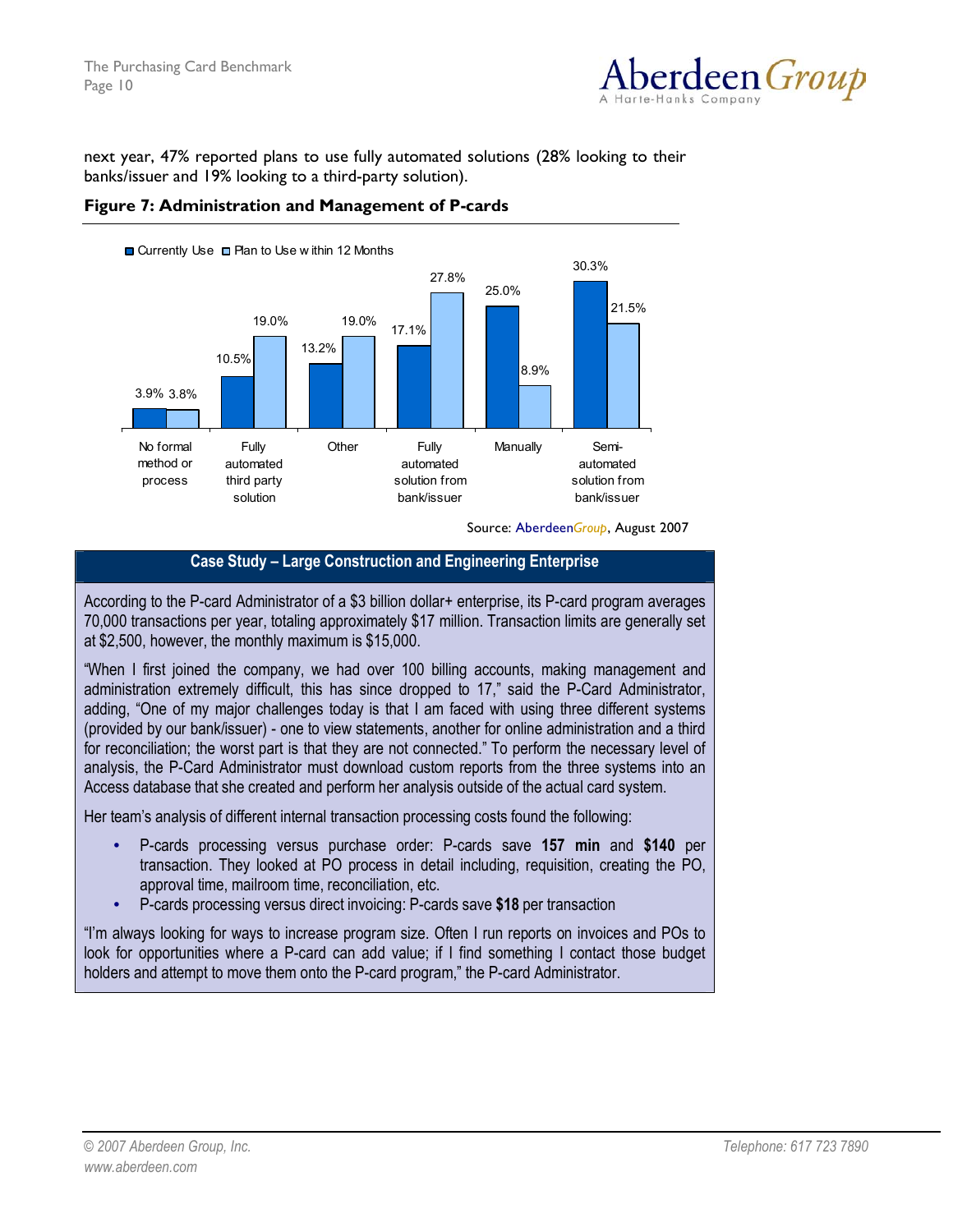next year, 47% reported plans to use fully automated solutions (28% looking to their banks/issuer and 19% looking to a third-party solution).

**Figure 7: Administration and Management of P-cards**

| | Currently Use | Plan to Use within 12 Months |
|---|---|---|
| No formal method or process | 3.9% | 3.8% |
| Fully automated third party solution | 10.5% | 19.0% |
| Other | 13.2% | 19.0% |
| Fully automated solution from bank/issuer | 17.1% | 27.8% |
| Manually | 25.0% | 8.9% |
| Semi-automated solution from bank/issuer | 30.3% | 21.5% |

Source: AberdeenGroup, August 2007

**Case Study – Large Construction and Engineering Enterprise**

According to the P-card Administrator of a $3 billion dollar+ enterprise, its P-card program averages 70,000 transactions per year, totaling approximately $17 million. Transaction limits are generally set at $2,500, however, the monthly maximum is $15,000.

"When I first joined the company, we had over 100 billing accounts, making management and administration extremely difficult, this has since dropped to 17," said the P-Card Administrator, adding, "One of my major challenges today is that I am faced with using three different systems (provided by our bank/issuer) - one to view statements, another for online administration and a third for reconciliation; the worst part is that they are not connected." To perform the necessary level of analysis, the P-Card Administrator must download custom reports from the three systems into an Access database that she created and perform her analysis outside of the actual card system.

Her team's analysis of different internal transaction processing costs found the following:

- P-cards processing versus purchase order: P-cards save **157 min** and **$140** per transaction. They looked at PO process in detail including, requisition, creating the PO, approval time, mailroom time, reconciliation, etc.
- P-cards processing versus direct invoicing: P-cards save **$18** per transaction

"I'm always looking for ways to increase program size. Often I run reports on invoices and POs to look for opportunities where a P-card can add value; if I find something I contact those budget holders and attempt to move them onto the P-card program," the P-card Administrator.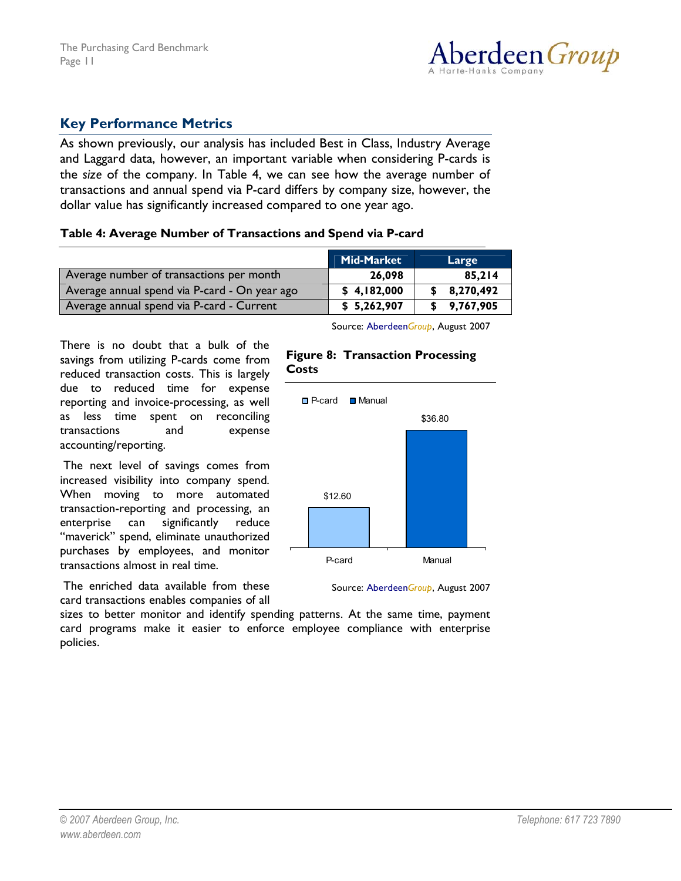## Key Performance Metrics

As shown previously, our analysis has included Best in Class, Industry Average and Laggard data, however, an important variable when considering P-cards is the *size* of the company. In Table 4, we can see how the average number of transactions and annual spend via P-card differs by company size, however, the dollar value has significantly increased compared to one year ago.

**Table 4: Average Number of Transactions and Spend via P-card**

| | Mid-Market | Large |
|---|---|---|
| Average number of transactions per month | 26,098 | 85,214 |
| Average annual spend via P-card - On year ago | $ 4,182,000 | $ 8,270,492 |
| Average annual spend via P-card - Current | $ 5,262,907 | $ 9,767,905 |

Source: AberdeenGroup, August 2007

There is no doubt that a bulk of the savings from utilizing P-cards come from reduced transaction costs. This is largely due to reduced time for expense reporting and invoice-processing, as well as less time spent on reconciling transactions and expense accounting/reporting.

The next level of savings comes from increased visibility into company spend. When moving to more automated transaction-reporting and processing, an enterprise can significantly reduce "maverick" spend, eliminate unauthorized purchases by employees, and monitor transactions almost in real time.

The enriched data available from these card transactions enables companies of all sizes to better monitor and identify spending patterns. At the same time, payment card programs make it easier to enforce employee compliance with enterprise policies.

**Figure 8: Transaction Processing Costs**

| | Cost |
|---|---|
| P-card | $12.60 |
| Manual | $36.80 |

Source: AberdeenGroup, August 2007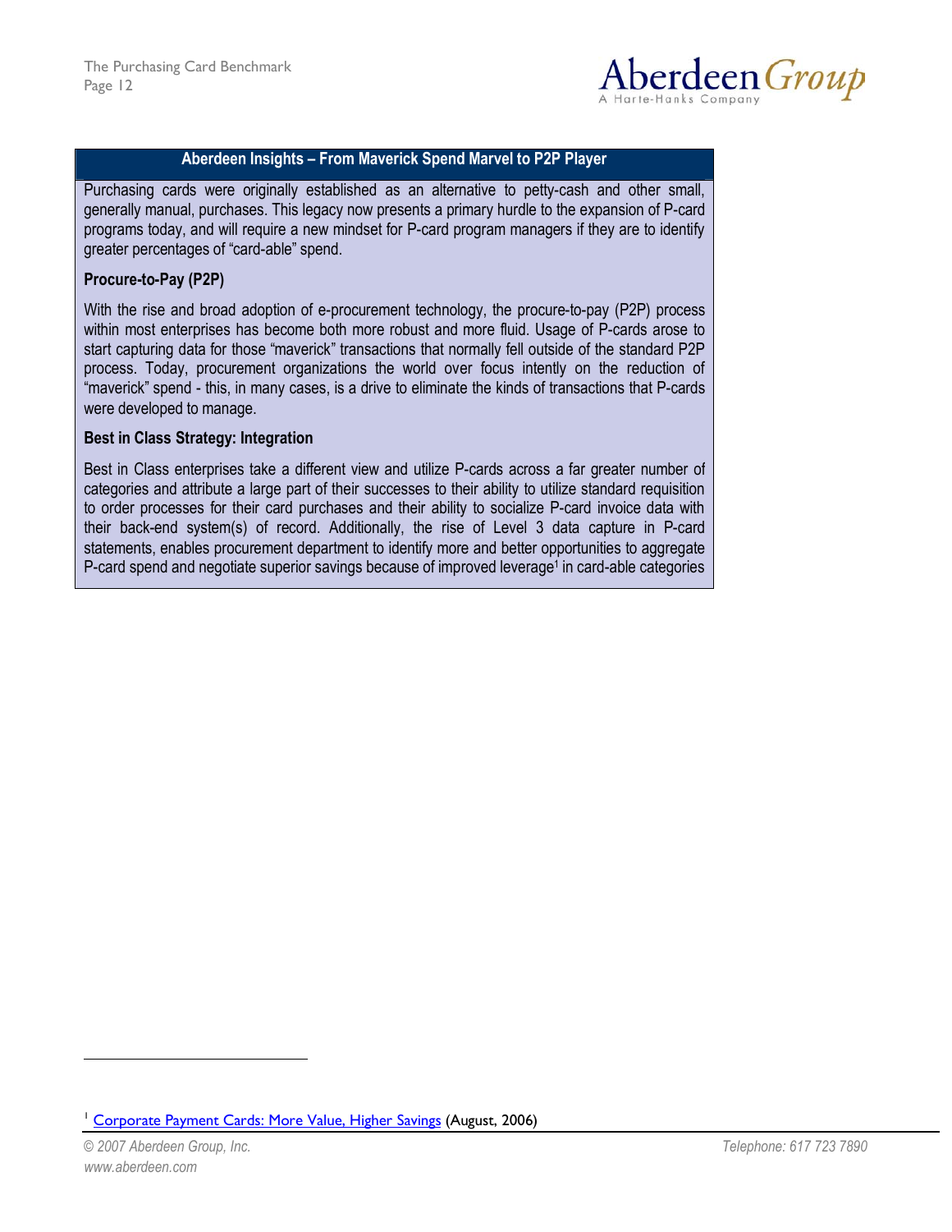## Aberdeen Insights – From Maverick Spend Marvel to P2P Player

Purchasing cards were originally established as an alternative to petty-cash and other small, generally manual, purchases. This legacy now presents a primary hurdle to the expansion of P-card programs today, and will require a new mindset for P-card program managers if they are to identify greater percentages of "card-able" spend.

**Procure-to-Pay (P2P)**

With the rise and broad adoption of e-procurement technology, the procure-to-pay (P2P) process within most enterprises has become both more robust and more fluid. Usage of P-cards arose to start capturing data for those "maverick" transactions that normally fell outside of the standard P2P process. Today, procurement organizations the world over focus intently on the reduction of "maverick" spend - this, in many cases, is a drive to eliminate the kinds of transactions that P-cards were developed to manage.

**Best in Class Strategy: Integration**

Best in Class enterprises take a different view and utilize P-cards across a far greater number of categories and attribute a large part of their successes to their ability to utilize standard requisition to order processes for their card purchases and their ability to socialize P-card invoice data with their back-end system(s) of record. Additionally, the rise of Level 3 data capture in P-card statements, enables procurement department to identify more and better opportunities to aggregate P-card spend and negotiate superior savings because of improved leverage[1] in card-able categories

---

[1] Corporate Payment Cards: More Value, Higher Savings (August, 2006)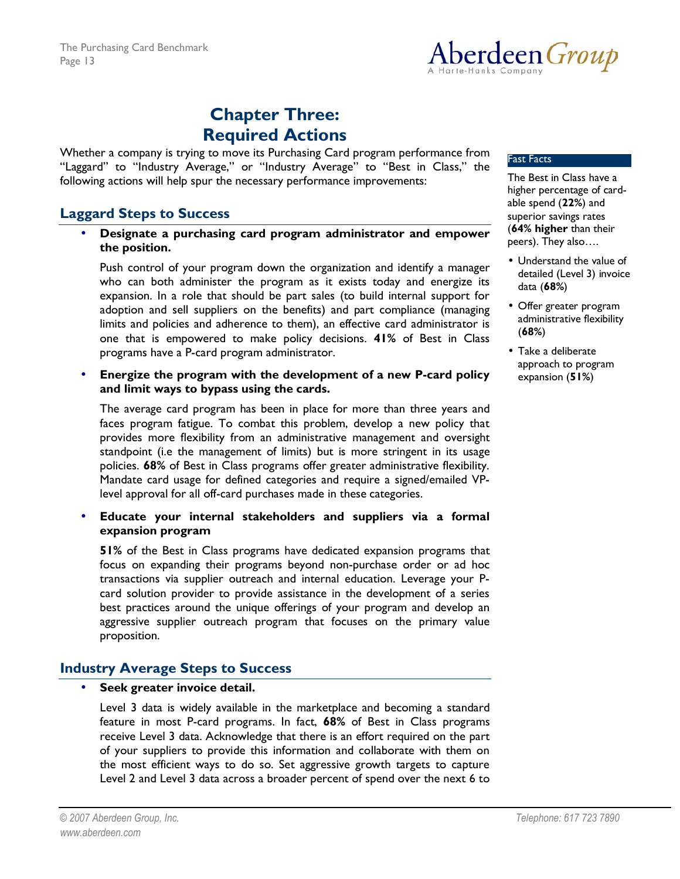# Chapter Three: Required Actions

Whether a company is trying to move its Purchasing Card program performance from "Laggard" to "Industry Average," or "Industry Average" to "Best in Class," the following actions will help spur the necessary performance improvements:

## Laggard Steps to Success

- **Designate a purchasing card program administrator and empower the position.**

  Push control of your program down the organization and identify a manager who can both administer the program as it exists today and energize its expansion. In a role that should be part sales (to build internal support for adoption and sell suppliers on the benefits) and part compliance (managing limits and policies and adherence to them), an effective card administrator is one that is empowered to make policy decisions. **41%** of Best in Class programs have a P-card program administrator.

- **Energize the program with the development of a new P-card policy and limit ways to bypass using the cards.**

  The average card program has been in place for more than three years and faces program fatigue. To combat this problem, develop a new policy that provides more flexibility from an administrative management and oversight standpoint (i.e the management of limits) but is more stringent in its usage policies. **68%** of Best in Class programs offer greater administrative flexibility. Mandate card usage for defined categories and require a signed/emailed VP-level approval for all off-card purchases made in these categories.

- **Educate your internal stakeholders and suppliers via a formal expansion program**

  **51%** of the Best in Class programs have dedicated expansion programs that focus on expanding their programs beyond non-purchase order or ad hoc transactions via supplier outreach and internal education. Leverage your P-card solution provider to provide assistance in the development of a series best practices around the unique offerings of your program and develop an aggressive supplier outreach program that focuses on the primary value proposition.

## Industry Average Steps to Success

- **Seek greater invoice detail.**

  Level 3 data is widely available in the marketplace and becoming a standard feature in most P-card programs. In fact, **68%** of Best in Class programs receive Level 3 data. Acknowledge that there is an effort required on the part of your suppliers to provide this information and collaborate with them on the most efficient ways to do so. Set aggressive growth targets to capture Level 2 and Level 3 data across a broader percent of spend over the next 6 to

**Fast Facts**

The Best in Class have a higher percentage of card-able spend (**22%**) and superior savings rates (**64% higher** than their peers). They also….

- Understand the value of detailed (Level 3) invoice data (**68%**)
- Offer greater program administrative flexibility (**68%**)
- Take a deliberate approach to program expansion (**51%**)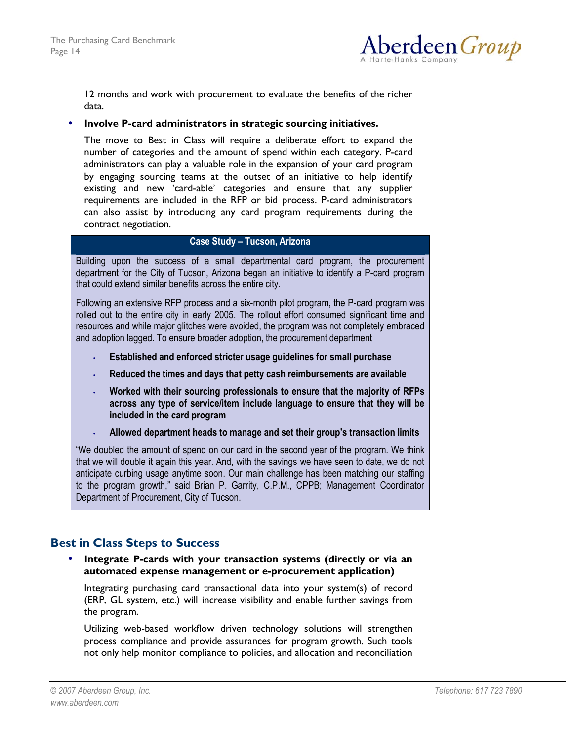12 months and work with procurement to evaluate the benefits of the richer data.

- **Involve P-card administrators in strategic sourcing initiatives.**

  The move to Best in Class will require a deliberate effort to expand the number of categories and the amount of spend within each category. P-card administrators can play a valuable role in the expansion of your card program by engaging sourcing teams at the outset of an initiative to help identify existing and new 'card-able' categories and ensure that any supplier requirements are included in the RFP or bid process. P-card administrators can also assist by introducing any card program requirements during the contract negotiation.

**Case Study – Tucson, Arizona**

Building upon the success of a small departmental card program, the procurement department for the City of Tucson, Arizona began an initiative to identify a P-card program that could extend similar benefits across the entire city.

Following an extensive RFP process and a six-month pilot program, the P-card program was rolled out to the entire city in early 2005. The rollout effort consumed significant time and resources and while major glitches were avoided, the program was not completely embraced and adoption lagged. To ensure broader adoption, the procurement department

- **Established and enforced stricter usage guidelines for small purchase**
- **Reduced the times and days that petty cash reimbursements are available**
- **Worked with their sourcing professionals to ensure that the majority of RFPs across any type of service/item include language to ensure that they will be included in the card program**
- **Allowed department heads to manage and set their group's transaction limits**

"We doubled the amount of spend on our card in the second year of the program. We think that we will double it again this year. And, with the savings we have seen to date, we do not anticipate curbing usage anytime soon. Our main challenge has been matching our staffing to the program growth," said Brian P. Garrity, C.P.M., CPPB; Management Coordinator Department of Procurement, City of Tucson.

## Best in Class Steps to Success

- **Integrate P-cards with your transaction systems (directly or via an automated expense management or e-procurement application)**

  Integrating purchasing card transactional data into your system(s) of record (ERP, GL system, etc.) will increase visibility and enable further savings from the program.

  Utilizing web-based workflow driven technology solutions will strengthen process compliance and provide assurances for program growth. Such tools not only help monitor compliance to policies, and allocation and reconciliation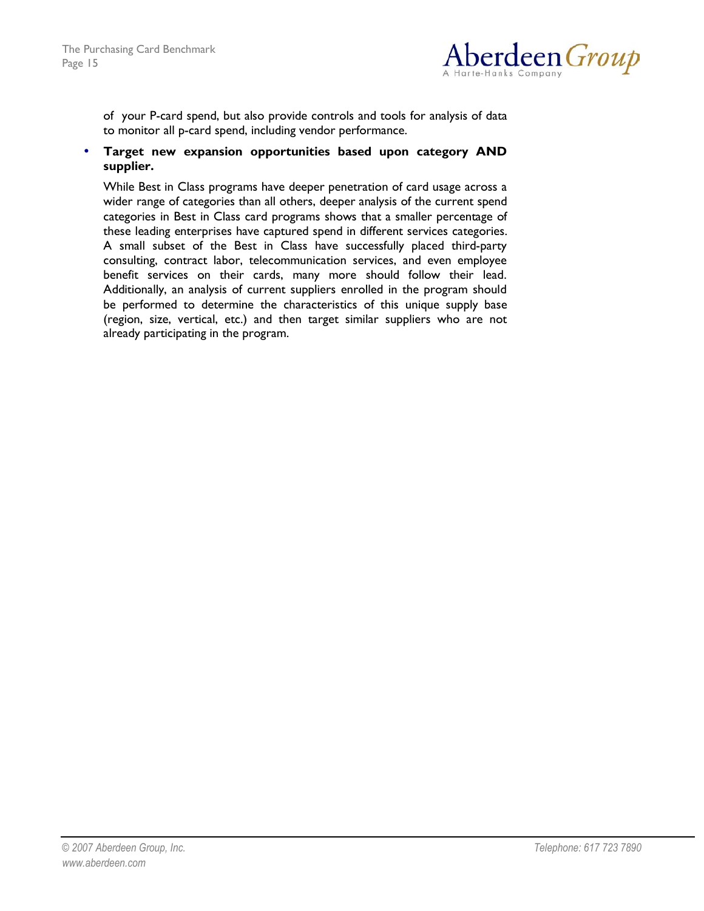of your P-card spend, but also provide controls and tools for analysis of data to monitor all p-card spend, including vendor performance.

- **Target new expansion opportunities based upon category AND supplier.**

  While Best in Class programs have deeper penetration of card usage across a wider range of categories than all others, deeper analysis of the current spend categories in Best in Class card programs shows that a smaller percentage of these leading enterprises have captured spend in different services categories. A small subset of the Best in Class have successfully placed third-party consulting, contract labor, telecommunication services, and even employee benefit services on their cards, many more should follow their lead. Additionally, an analysis of current suppliers enrolled in the program should be performed to determine the characteristics of this unique supply base (region, size, vertical, etc.) and then target similar suppliers who are not already participating in the program.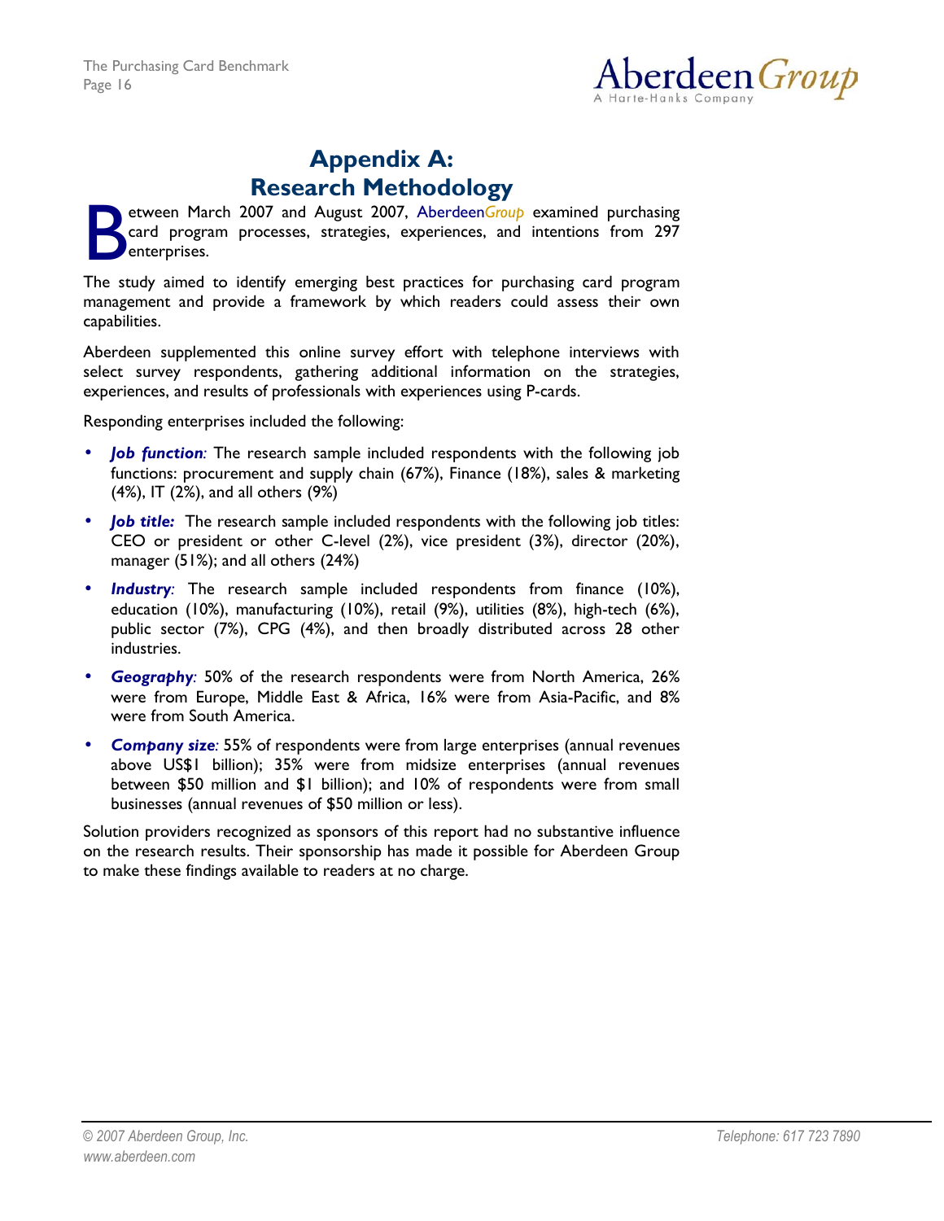# Appendix A: Research Methodology

Between March 2007 and August 2007, AberdeenGroup examined purchasing card program processes, strategies, experiences, and intentions from 297 enterprises.

The study aimed to identify emerging best practices for purchasing card program management and provide a framework by which readers could assess their own capabilities.

Aberdeen supplemented this online survey effort with telephone interviews with select survey respondents, gathering additional information on the strategies, experiences, and results of professionals with experiences using P-cards.

Responding enterprises included the following:

- ***Job function:*** The research sample included respondents with the following job functions: procurement and supply chain (67%), Finance (18%), sales & marketing (4%), IT (2%), and all others (9%)
- ***Job title:*** The research sample included respondents with the following job titles: CEO or president or other C-level (2%), vice president (3%), director (20%), manager (51%); and all others (24%)
- ***Industry:*** The research sample included respondents from finance (10%), education (10%), manufacturing (10%), retail (9%), utilities (8%), high-tech (6%), public sector (7%), CPG (4%), and then broadly distributed across 28 other industries.
- ***Geography:*** 50% of the research respondents were from North America, 26% were from Europe, Middle East & Africa, 16% were from Asia-Pacific, and 8% were from South America.
- ***Company size:*** 55% of respondents were from large enterprises (annual revenues above US$1 billion); 35% were from midsize enterprises (annual revenues between $50 million and $1 billion); and 10% of respondents were from small businesses (annual revenues of $50 million or less).

Solution providers recognized as sponsors of this report had no substantive influence on the research results. Their sponsorship has made it possible for Aberdeen Group to make these findings available to readers at no charge.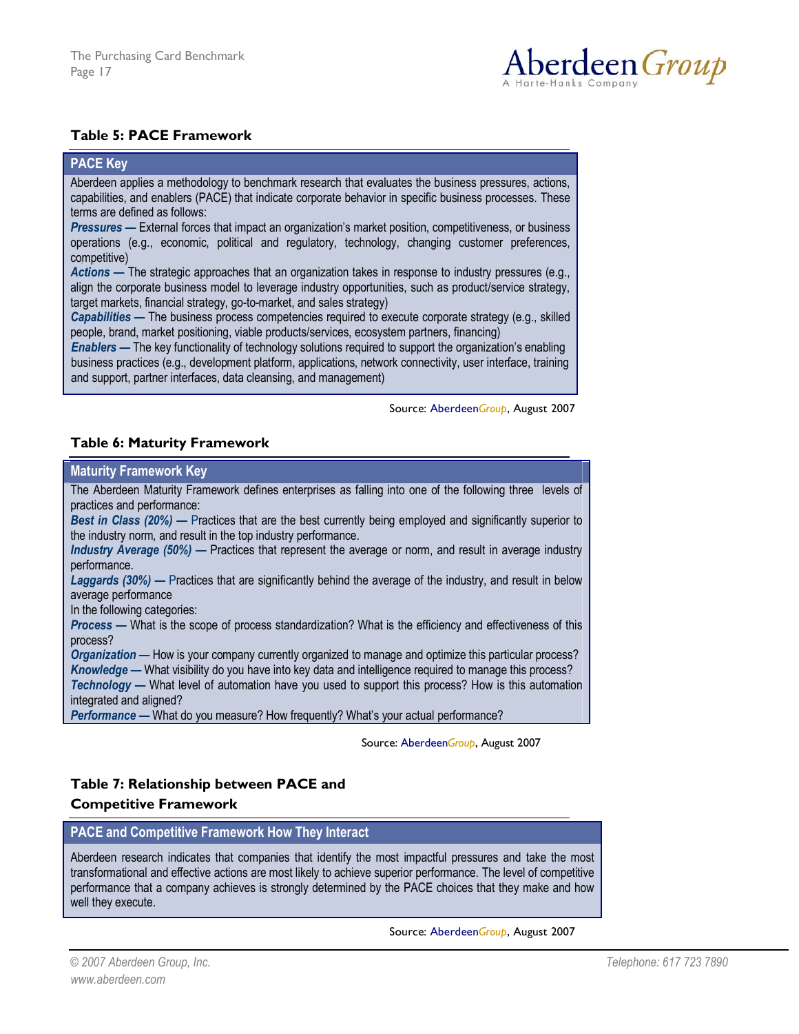### Table 5: PACE Framework

**PACE Key**

Aberdeen applies a methodology to benchmark research that evaluates the business pressures, actions, capabilities, and enablers (PACE) that indicate corporate behavior in specific business processes. These terms are defined as follows:

***Pressures —*** External forces that impact an organization's market position, competitiveness, or business operations (e.g., economic, political and regulatory, technology, changing customer preferences, competitive)

***Actions —*** The strategic approaches that an organization takes in response to industry pressures (e.g., align the corporate business model to leverage industry opportunities, such as product/service strategy, target markets, financial strategy, go-to-market, and sales strategy)

***Capabilities —*** The business process competencies required to execute corporate strategy (e.g., skilled people, brand, market positioning, viable products/services, ecosystem partners, financing)

***Enablers —*** The key functionality of technology solutions required to support the organization's enabling business practices (e.g., development platform, applications, network connectivity, user interface, training and support, partner interfaces, data cleansing, and management)

Source: AberdeenGroup, August 2007

### Table 6: Maturity Framework

**Maturity Framework Key**

The Aberdeen Maturity Framework defines enterprises as falling into one of the following three levels of practices and performance:

***Best in Class (20%) —*** Practices that are the best currently being employed and significantly superior to the industry norm, and result in the top industry performance.

***Industry Average (50%) —*** Practices that represent the average or norm, and result in average industry performance.

***Laggards (30%) —*** Practices that are significantly behind the average of the industry, and result in below average performance

In the following categories:

***Process —*** What is the scope of process standardization? What is the efficiency and effectiveness of this process?

***Organization —*** How is your company currently organized to manage and optimize this particular process?

***Knowledge —*** What visibility do you have into key data and intelligence required to manage this process?

***Technology —*** What level of automation have you used to support this process? How is this automation integrated and aligned?

***Performance —*** What do you measure? How frequently? What's your actual performance?

Source: AberdeenGroup, August 2007

### Table 7: Relationship between PACE and Competitive Framework

**PACE and Competitive Framework How They Interact**

Aberdeen research indicates that companies that identify the most impactful pressures and take the most transformational and effective actions are most likely to achieve superior performance. The level of competitive performance that a company achieves is strongly determined by the PACE choices that they make and how well they execute.

Source: AberdeenGroup, August 2007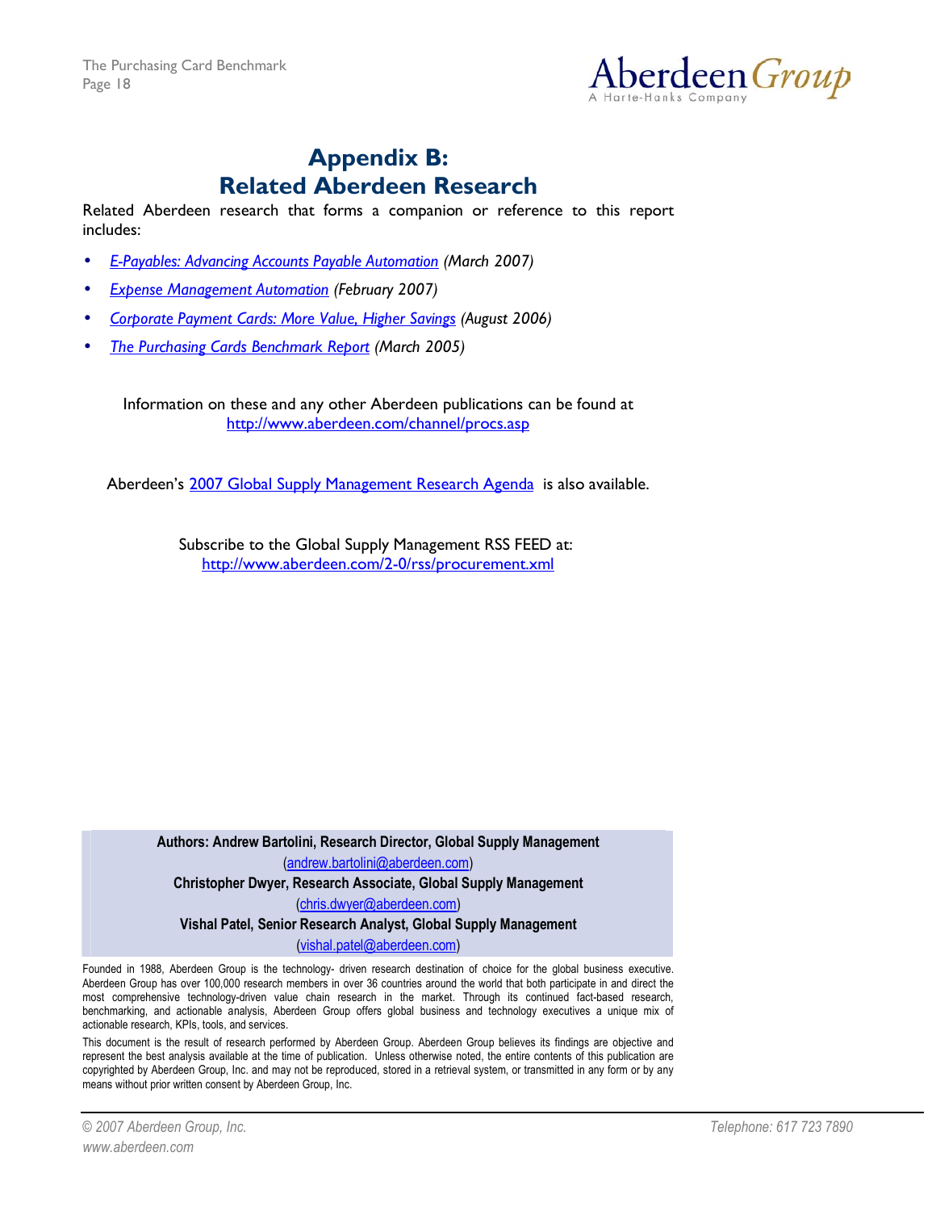# Appendix B: Related Aberdeen Research

Related Aberdeen research that forms a companion or reference to this report includes:

- *E-Payables: Advancing Accounts Payable Automation (March 2007)*
- *Expense Management Automation* (February 2007)
- *Corporate Payment Cards: More Value, Higher Savings (August 2006)*
- *The Purchasing Cards Benchmark Report (March 2005)*

Information on these and any other Aberdeen publications can be found at http://www.aberdeen.com/channel/procs.asp

Aberdeen's 2007 Global Supply Management Research Agenda is also available.

Subscribe to the Global Supply Management RSS FEED at: http://www.aberdeen.com/2-0/rss/procurement.xml

**Authors: Andrew Bartolini, Research Director, Global Supply Management**
(andrew.bartolini@aberdeen.com)
**Christopher Dwyer, Research Associate, Global Supply Management**
(chris.dwyer@aberdeen.com)
**Vishal Patel, Senior Research Analyst, Global Supply Management**
(vishal.patel@aberdeen.com)

Founded in 1988, Aberdeen Group is the technology- driven research destination of choice for the global business executive. Aberdeen Group has over 100,000 research members in over 36 countries around the world that both participate in and direct the most comprehensive technology-driven value chain research in the market. Through its continued fact-based research, benchmarking, and actionable analysis, Aberdeen Group offers global business and technology executives a unique mix of actionable research, KPIs, tools, and services.

This document is the result of research performed by Aberdeen Group. Aberdeen Group believes its findings are objective and represent the best analysis available at the time of publication. Unless otherwise noted, the entire contents of this publication are copyrighted by Aberdeen Group, Inc. and may not be reproduced, stored in a retrieval system, or transmitted in any form or by any means without prior written consent by Aberdeen Group, Inc.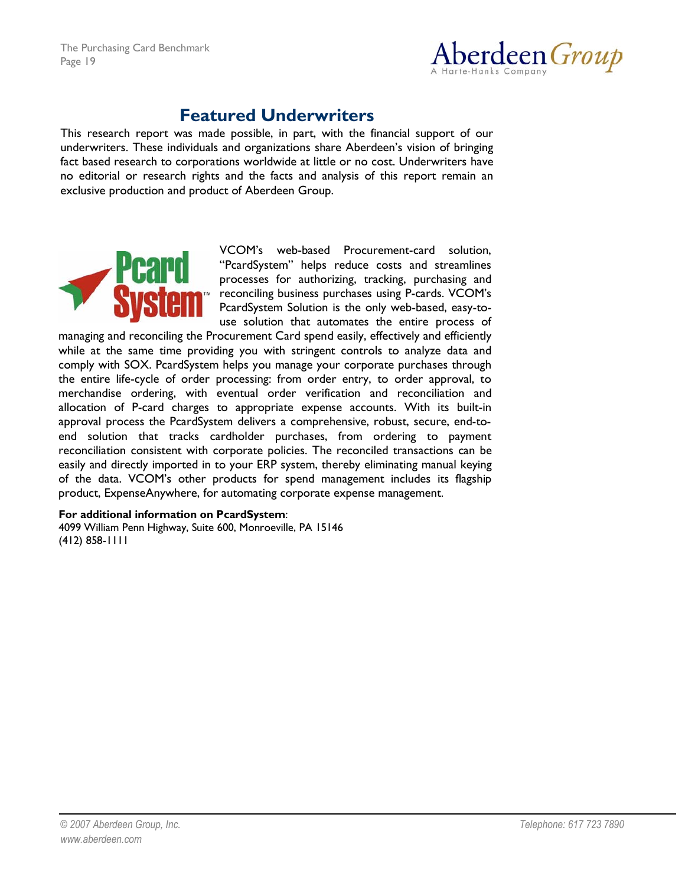## Featured Underwriters

This research report was made possible, in part, with the financial support of our underwriters. These individuals and organizations share Aberdeen's vision of bringing fact based research to corporations worldwide at little or no cost. Underwriters have no editorial or research rights and the facts and analysis of this report remain an exclusive production and product of Aberdeen Group.

VCOM's web-based Procurement-card solution, "PcardSystem" helps reduce costs and streamlines processes for authorizing, tracking, purchasing and reconciling business purchases using P-cards. VCOM's PcardSystem Solution is the only web-based, easy-to-use solution that automates the entire process of managing and reconciling the Procurement Card spend easily, effectively and efficiently while at the same time providing you with stringent controls to analyze data and comply with SOX. PcardSystem helps you manage your corporate purchases through the entire life-cycle of order processing: from order entry, to order approval, to merchandise ordering, with eventual order verification and reconciliation and allocation of P-card charges to appropriate expense accounts. With its built-in approval process the PcardSystem delivers a comprehensive, robust, secure, end-to-end solution that tracks cardholder purchases, from ordering to payment reconciliation consistent with corporate policies. The reconciled transactions can be easily and directly imported in to your ERP system, thereby eliminating manual keying of the data. VCOM's other products for spend management includes its flagship product, ExpenseAnywhere, for automating corporate expense management.

**For additional information on PcardSystem**:
4099 William Penn Highway, Suite 600, Monroeville, PA 15146
(412) 858-1111